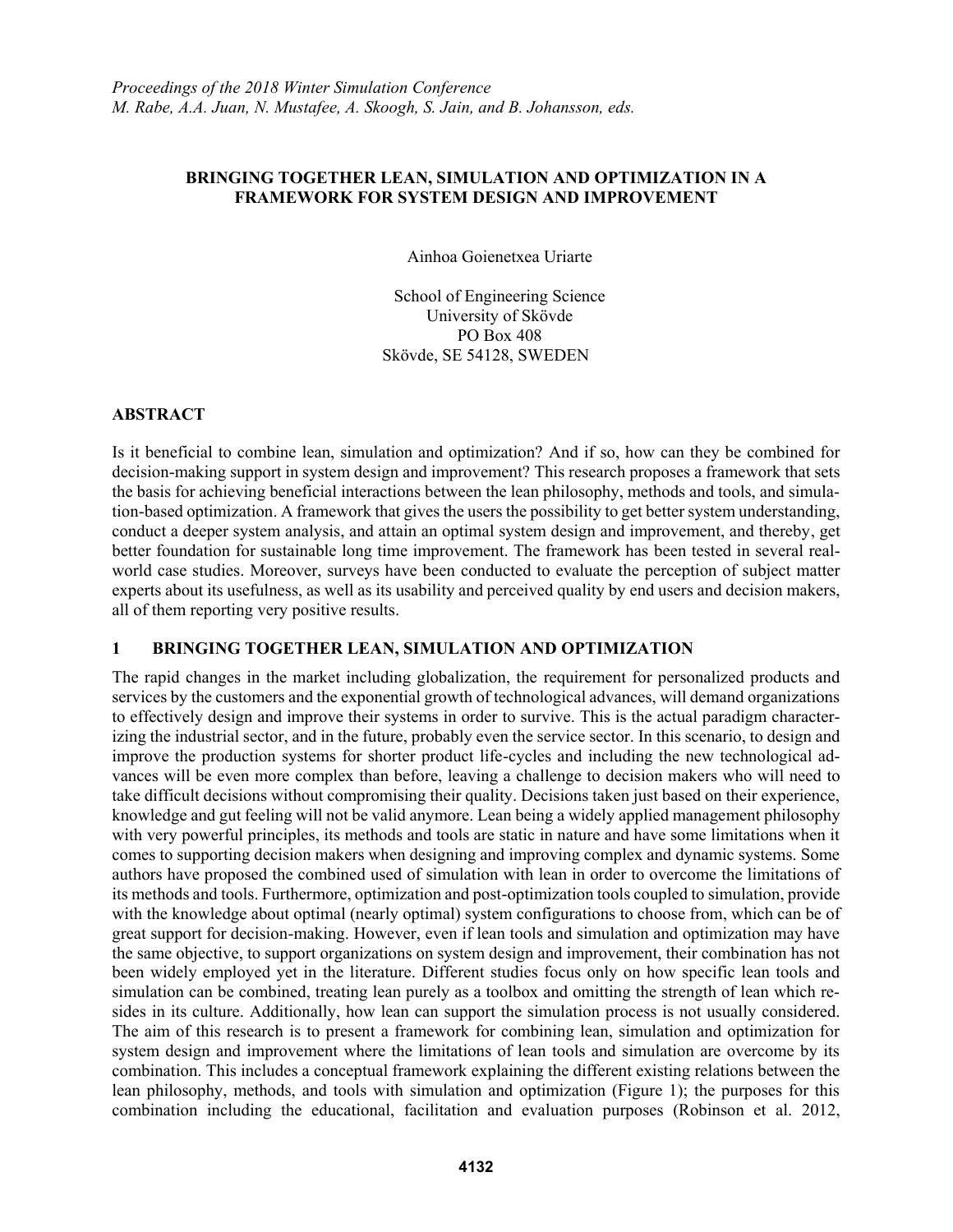*Proceedings of the 2018 Winter Simulation Conference*
*M. Rabe, A.A. Juan, N. Mustafee, A. Skoogh, S. Jain, and B. Johansson, eds.*

# BRINGING TOGETHER LEAN, SIMULATION AND OPTIMIZATION IN A FRAMEWORK FOR SYSTEM DESIGN AND IMPROVEMENT

Ainhoa Goienetxea Uriarte

School of Engineering Science
University of Skövde
PO Box 408
Skövde, SE 54128, SWEDEN

## ABSTRACT

Is it beneficial to combine lean, simulation and optimization? And if so, how can they be combined for decision-making support in system design and improvement? This research proposes a framework that sets the basis for achieving beneficial interactions between the lean philosophy, methods and tools, and simulation-based optimization. A framework that gives the users the possibility to get better system understanding, conduct a deeper system analysis, and attain an optimal system design and improvement, and thereby, get better foundation for sustainable long time improvement. The framework has been tested in several real-world case studies. Moreover, surveys have been conducted to evaluate the perception of subject matter experts about its usefulness, as well as its usability and perceived quality by end users and decision makers, all of them reporting very positive results.

## 1 BRINGING TOGETHER LEAN, SIMULATION AND OPTIMIZATION

The rapid changes in the market including globalization, the requirement for personalized products and services by the customers and the exponential growth of technological advances, will demand organizations to effectively design and improve their systems in order to survive. This is the actual paradigm characterizing the industrial sector, and in the future, probably even the service sector. In this scenario, to design and improve the production systems for shorter product life-cycles and including the new technological advances will be even more complex than before, leaving a challenge to decision makers who will need to take difficult decisions without compromising their quality. Decisions taken just based on their experience, knowledge and gut feeling will not be valid anymore. Lean being a widely applied management philosophy with very powerful principles, its methods and tools are static in nature and have some limitations when it comes to supporting decision makers when designing and improving complex and dynamic systems. Some authors have proposed the combined used of simulation with lean in order to overcome the limitations of its methods and tools. Furthermore, optimization and post-optimization tools coupled to simulation, provide with the knowledge about optimal (nearly optimal) system configurations to choose from, which can be of great support for decision-making. However, even if lean tools and simulation and optimization may have the same objective, to support organizations on system design and improvement, their combination has not been widely employed yet in the literature. Different studies focus only on how specific lean tools and simulation can be combined, treating lean purely as a toolbox and omitting the strength of lean which resides in its culture. Additionally, how lean can support the simulation process is not usually considered. The aim of this research is to present a framework for combining lean, simulation and optimization for system design and improvement where the limitations of lean tools and simulation are overcome by its combination. This includes a conceptual framework explaining the different existing relations between the lean philosophy, methods, and tools with simulation and optimization (Figure 1); the purposes for this combination including the educational, facilitation and evaluation purposes (Robinson et al. 2012,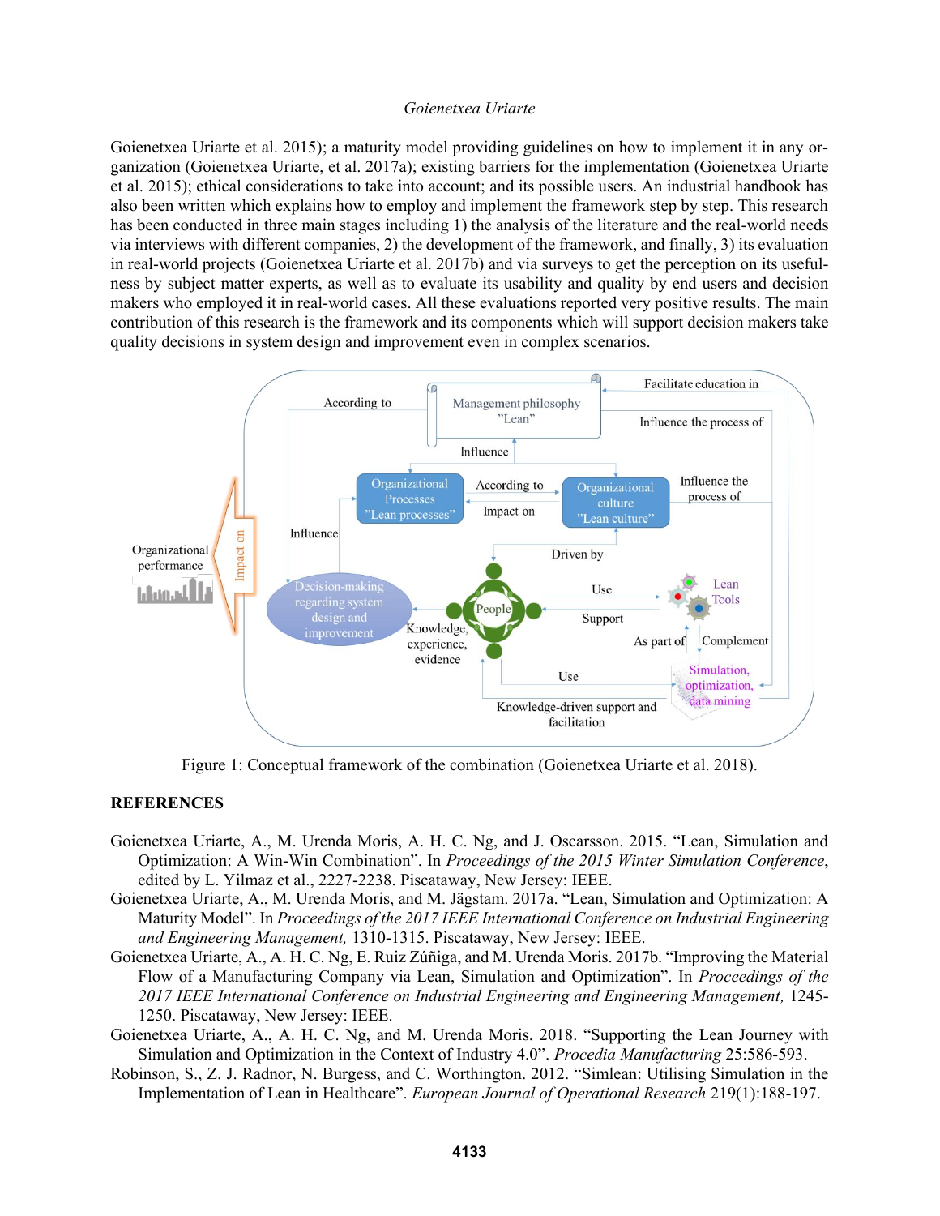Goienetxea Uriarte et al. 2015); a maturity model providing guidelines on how to implement it in any organization (Goienetxea Uriarte, et al. 2017a); existing barriers for the implementation (Goienetxea Uriarte et al. 2015); ethical considerations to take into account; and its possible users. An industrial handbook has also been written which explains how to employ and implement the framework step by step. This research has been conducted in three main stages including 1) the analysis of the literature and the real-world needs via interviews with different companies, 2) the development of the framework, and finally, 3) its evaluation in real-world projects (Goienetxea Uriarte et al. 2017b) and via surveys to get the perception on its usefulness by subject matter experts, as well as to evaluate its usability and quality by end users and decision makers who employed it in real-world cases. All these evaluations reported very positive results. The main contribution of this research is the framework and its components which will support decision makers take quality decisions in system design and improvement even in complex scenarios.

According to
Management philosophy "Lean"
Facilitate education in
Influence the process of
Influence
Organizational Processes "Lean processes"
According to
Impact on
Organizational culture "Lean culture"
Influence the process of
Influence
Driven by
Organizational performance
Impact on
Decision-making regarding system design and improvement
People
Use
Support
Lean Tools
Knowledge, experience, evidence
As part of
Complement
Use
Simulation, optimization, data mining
Knowledge-driven support and facilitation

Figure 1: Conceptual framework of the combination (Goienetxea Uriarte et al. 2018).

## REFERENCES

Goienetxea Uriarte, A., M. Urenda Moris, A. H. C. Ng, and J. Oscarsson. 2015. "Lean, Simulation and Optimization: A Win-Win Combination". In *Proceedings of the 2015 Winter Simulation Conference*, edited by L. Yilmaz et al., 2227-2238. Piscataway, New Jersey: IEEE.

Goienetxea Uriarte, A., M. Urenda Moris, and M. Jägstam. 2017a. "Lean, Simulation and Optimization: A Maturity Model". In *Proceedings of the 2017 IEEE International Conference on Industrial Engineering and Engineering Management,* 1310-1315. Piscataway, New Jersey: IEEE.

Goienetxea Uriarte, A., A. H. C. Ng, E. Ruiz Zúñiga, and M. Urenda Moris. 2017b. "Improving the Material Flow of a Manufacturing Company via Lean, Simulation and Optimization". In *Proceedings of the 2017 IEEE International Conference on Industrial Engineering and Engineering Management,* 1245-1250. Piscataway, New Jersey: IEEE.

Goienetxea Uriarte, A., A. H. C. Ng, and M. Urenda Moris. 2018. "Supporting the Lean Journey with Simulation and Optimization in the Context of Industry 4.0". *Procedia Manufacturing* 25:586-593.

Robinson, S., Z. J. Radnor, N. Burgess, and C. Worthington. 2012. "Simlean: Utilising Simulation in the Implementation of Lean in Healthcare". *European Journal of Operational Research* 219(1):188-197.